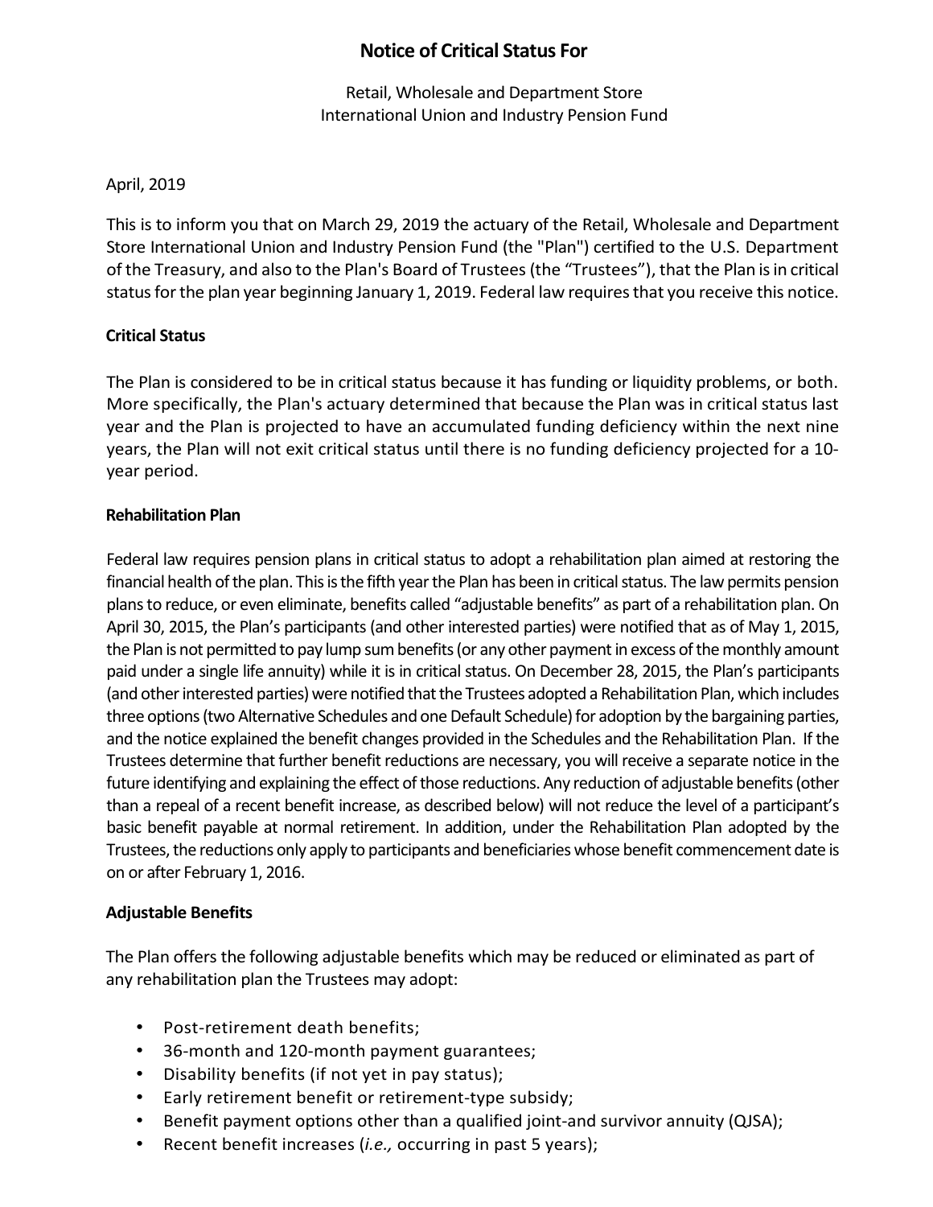# Notice of Critical Status For

Retail, Wholesale and Department Store
International Union and Industry Pension Fund

April, 2019

This is to inform you that on March 29, 2019 the actuary of the Retail, Wholesale and Department Store International Union and Industry Pension Fund (the "Plan") certified to the U.S. Department of the Treasury, and also to the Plan's Board of Trustees (the "Trustees"), that the Plan is in critical status for the plan year beginning January 1, 2019. Federal law requires that you receive this notice.

## Critical Status

The Plan is considered to be in critical status because it has funding or liquidity problems, or both. More specifically, the Plan's actuary determined that because the Plan was in critical status last year and the Plan is projected to have an accumulated funding deficiency within the next nine years, the Plan will not exit critical status until there is no funding deficiency projected for a 10-year period.

## Rehabilitation Plan

Federal law requires pension plans in critical status to adopt a rehabilitation plan aimed at restoring the financial health of the plan. This is the fifth year the Plan has been in critical status. The law permits pension plans to reduce, or even eliminate, benefits called "adjustable benefits" as part of a rehabilitation plan. On April 30, 2015, the Plan's participants (and other interested parties) were notified that as of May 1, 2015, the Plan is not permitted to pay lump sum benefits (or any other payment in excess of the monthly amount paid under a single life annuity) while it is in critical status. On December 28, 2015, the Plan's participants (and other interested parties) were notified that the Trustees adopted a Rehabilitation Plan, which includes three options (two Alternative Schedules and one Default Schedule) for adoption by the bargaining parties, and the notice explained the benefit changes provided in the Schedules and the Rehabilitation Plan. If the Trustees determine that further benefit reductions are necessary, you will receive a separate notice in the future identifying and explaining the effect of those reductions. Any reduction of adjustable benefits (other than a repeal of a recent benefit increase, as described below) will not reduce the level of a participant's basic benefit payable at normal retirement. In addition, under the Rehabilitation Plan adopted by the Trustees, the reductions only apply to participants and beneficiaries whose benefit commencement date is on or after February 1, 2016.

## Adjustable Benefits

The Plan offers the following adjustable benefits which may be reduced or eliminated as part of any rehabilitation plan the Trustees may adopt:

- Post-retirement death benefits;
- 36-month and 120-month payment guarantees;
- Disability benefits (if not yet in pay status);
- Early retirement benefit or retirement-type subsidy;
- Benefit payment options other than a qualified joint-and survivor annuity (QJSA);
- Recent benefit increases (*i.e.,* occurring in past 5 years);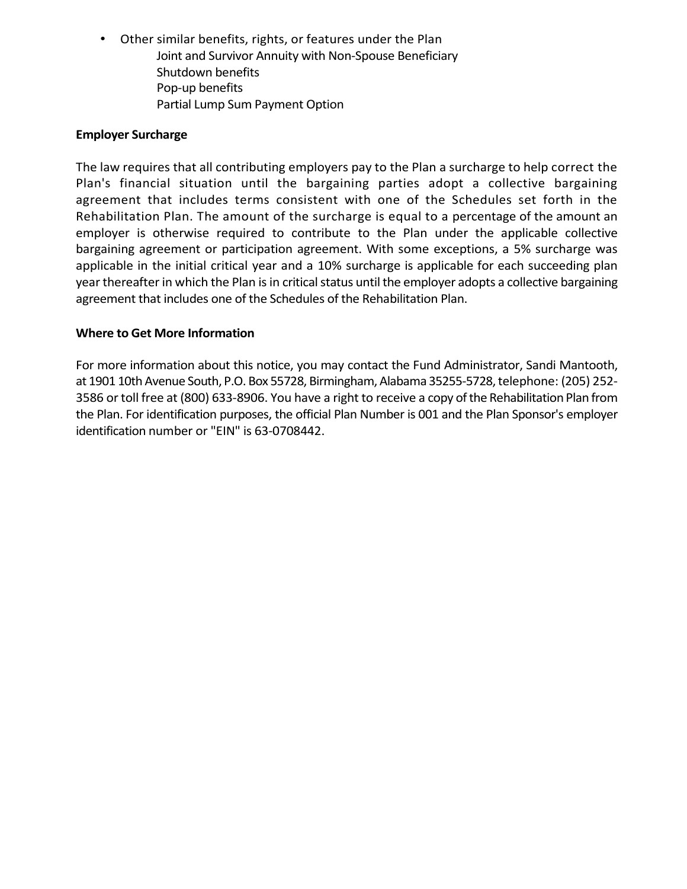- Other similar benefits, rights, or features under the Plan
  - Joint and Survivor Annuity with Non-Spouse Beneficiary
  - Shutdown benefits
  - Pop-up benefits
  - Partial Lump Sum Payment Option

**Employer Surcharge**

The law requires that all contributing employers pay to the Plan a surcharge to help correct the Plan's financial situation until the bargaining parties adopt a collective bargaining agreement that includes terms consistent with one of the Schedules set forth in the Rehabilitation Plan. The amount of the surcharge is equal to a percentage of the amount an employer is otherwise required to contribute to the Plan under the applicable collective bargaining agreement or participation agreement. With some exceptions, a 5% surcharge was applicable in the initial critical year and a 10% surcharge is applicable for each succeeding plan year thereafter in which the Plan is in critical status until the employer adopts a collective bargaining agreement that includes one of the Schedules of the Rehabilitation Plan.

**Where to Get More Information**

For more information about this notice, you may contact the Fund Administrator, Sandi Mantooth, at 1901 10th Avenue South, P.O. Box 55728, Birmingham, Alabama 35255-5728, telephone: (205) 252-3586 or toll free at (800) 633-8906. You have a right to receive a copy of the Rehabilitation Plan from the Plan. For identification purposes, the official Plan Number is 001 and the Plan Sponsor's employer identification number or "EIN" is 63-0708442.